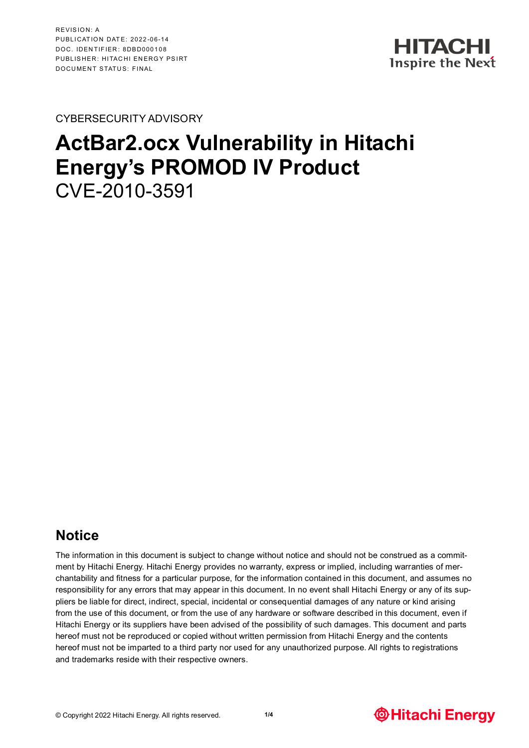REVISION: A
PUBLICATION DATE: 2022-06-14
DOC. IDENTIFIER: 8DBD000108
PUBLISHER: HITACHI ENERGY PSIRT
DOCUMENT STATUS: FINAL

CYBERSECURITY ADVISORY

# ActBar2.ocx Vulnerability in Hitachi Energy's PROMOD IV Product

CVE-2010-3591

## Notice

The information in this document is subject to change without notice and should not be construed as a commitment by Hitachi Energy. Hitachi Energy provides no warranty, express or implied, including warranties of merchantability and fitness for a particular purpose, for the information contained in this document, and assumes no responsibility for any errors that may appear in this document. In no event shall Hitachi Energy or any of its suppliers be liable for direct, indirect, special, incidental or consequential damages of any nature or kind arising from the use of this document, or from the use of any hardware or software described in this document, even if Hitachi Energy or its suppliers have been advised of the possibility of such damages. This document and parts hereof must not be reproduced or copied without written permission from Hitachi Energy and the contents hereof must not be imparted to a third party nor used for any unauthorized purpose. All rights to registrations and trademarks reside with their respective owners.

© Copyright 2022 Hitachi Energy. All rights reserved.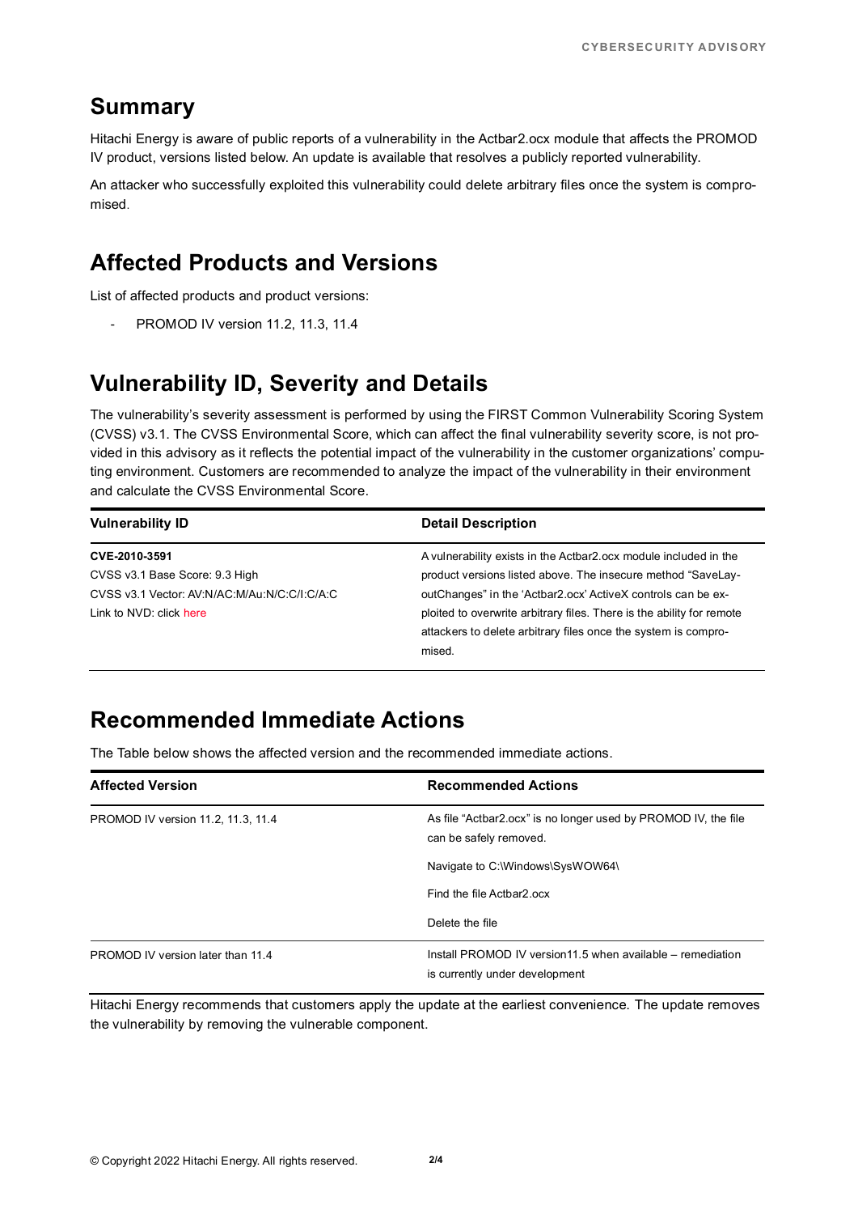## Summary

Hitachi Energy is aware of public reports of a vulnerability in the Actbar2.ocx module that affects the PROMOD IV product, versions listed below. An update is available that resolves a publicly reported vulnerability.

An attacker who successfully exploited this vulnerability could delete arbitrary files once the system is compromised.

## Affected Products and Versions

List of affected products and product versions:

- PROMOD IV version 11.2, 11.3, 11.4

## Vulnerability ID, Severity and Details

The vulnerability's severity assessment is performed by using the FIRST Common Vulnerability Scoring System (CVSS) v3.1. The CVSS Environmental Score, which can affect the final vulnerability severity score, is not provided in this advisory as it reflects the potential impact of the vulnerability in the customer organizations' computing environment. Customers are recommended to analyze the impact of the vulnerability in their environment and calculate the CVSS Environmental Score.

| Vulnerability ID | Detail Description |
|---|---|
| **CVE-2010-3591**<br>CVSS v3.1 Base Score: 9.3 High<br>CVSS v3.1 Vector: AV:N/AC:M/Au:N/C:C/I:C/A:C<br>Link to NVD: click here | A vulnerability exists in the Actbar2.ocx module included in the product versions listed above. The insecure method "SaveLayoutChanges" in the 'Actbar2.ocx' ActiveX controls can be exploited to overwrite arbitrary files. There is the ability for remote attackers to delete arbitrary files once the system is compromised. |

## Recommended Immediate Actions

The Table below shows the affected version and the recommended immediate actions.

| Affected Version | Recommended Actions |
|---|---|
| PROMOD IV version 11.2, 11.3, 11.4 | As file "Actbar2.ocx" is no longer used by PROMOD IV, the file can be safely removed.<br><br>Navigate to C:\Windows\SysWOW64\<br><br>Find the file Actbar2.ocx<br><br>Delete the file |
| PROMOD IV version later than 11.4 | Install PROMOD IV version11.5 when available – remediation is currently under development |

Hitachi Energy recommends that customers apply the update at the earliest convenience. The update removes the vulnerability by removing the vulnerable component.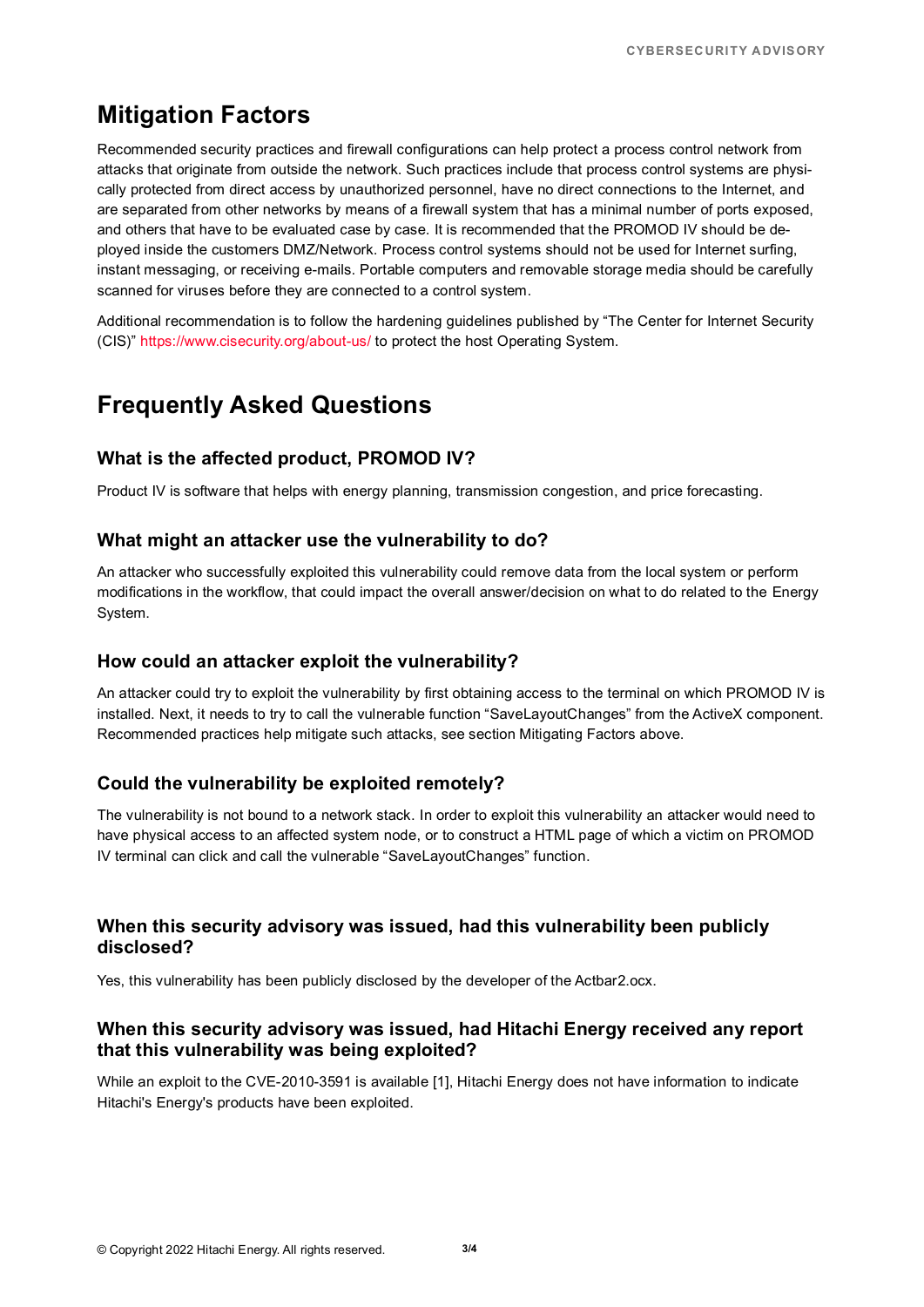# Mitigation Factors

Recommended security practices and firewall configurations can help protect a process control network from attacks that originate from outside the network. Such practices include that process control systems are physically protected from direct access by unauthorized personnel, have no direct connections to the Internet, and are separated from other networks by means of a firewall system that has a minimal number of ports exposed, and others that have to be evaluated case by case. It is recommended that the PROMOD IV should be deployed inside the customers DMZ/Network. Process control systems should not be used for Internet surfing, instant messaging, or receiving e-mails. Portable computers and removable storage media should be carefully scanned for viruses before they are connected to a control system.

Additional recommendation is to follow the hardening guidelines published by "The Center for Internet Security (CIS)" https://www.cisecurity.org/about-us/ to protect the host Operating System.

# Frequently Asked Questions

## What is the affected product, PROMOD IV?

Product IV is software that helps with energy planning, transmission congestion, and price forecasting.

## What might an attacker use the vulnerability to do?

An attacker who successfully exploited this vulnerability could remove data from the local system or perform modifications in the workflow, that could impact the overall answer/decision on what to do related to the Energy System.

## How could an attacker exploit the vulnerability?

An attacker could try to exploit the vulnerability by first obtaining access to the terminal on which PROMOD IV is installed. Next, it needs to try to call the vulnerable function "SaveLayoutChanges" from the ActiveX component. Recommended practices help mitigate such attacks, see section Mitigating Factors above.

## Could the vulnerability be exploited remotely?

The vulnerability is not bound to a network stack. In order to exploit this vulnerability an attacker would need to have physical access to an affected system node, or to construct a HTML page of which a victim on PROMOD IV terminal can click and call the vulnerable "SaveLayoutChanges" function.

## When this security advisory was issued, had this vulnerability been publicly disclosed?

Yes, this vulnerability has been publicly disclosed by the developer of the Actbar2.ocx.

## When this security advisory was issued, had Hitachi Energy received any report that this vulnerability was being exploited?

While an exploit to the CVE-2010-3591 is available [1], Hitachi Energy does not have information to indicate Hitachi's Energy's products have been exploited.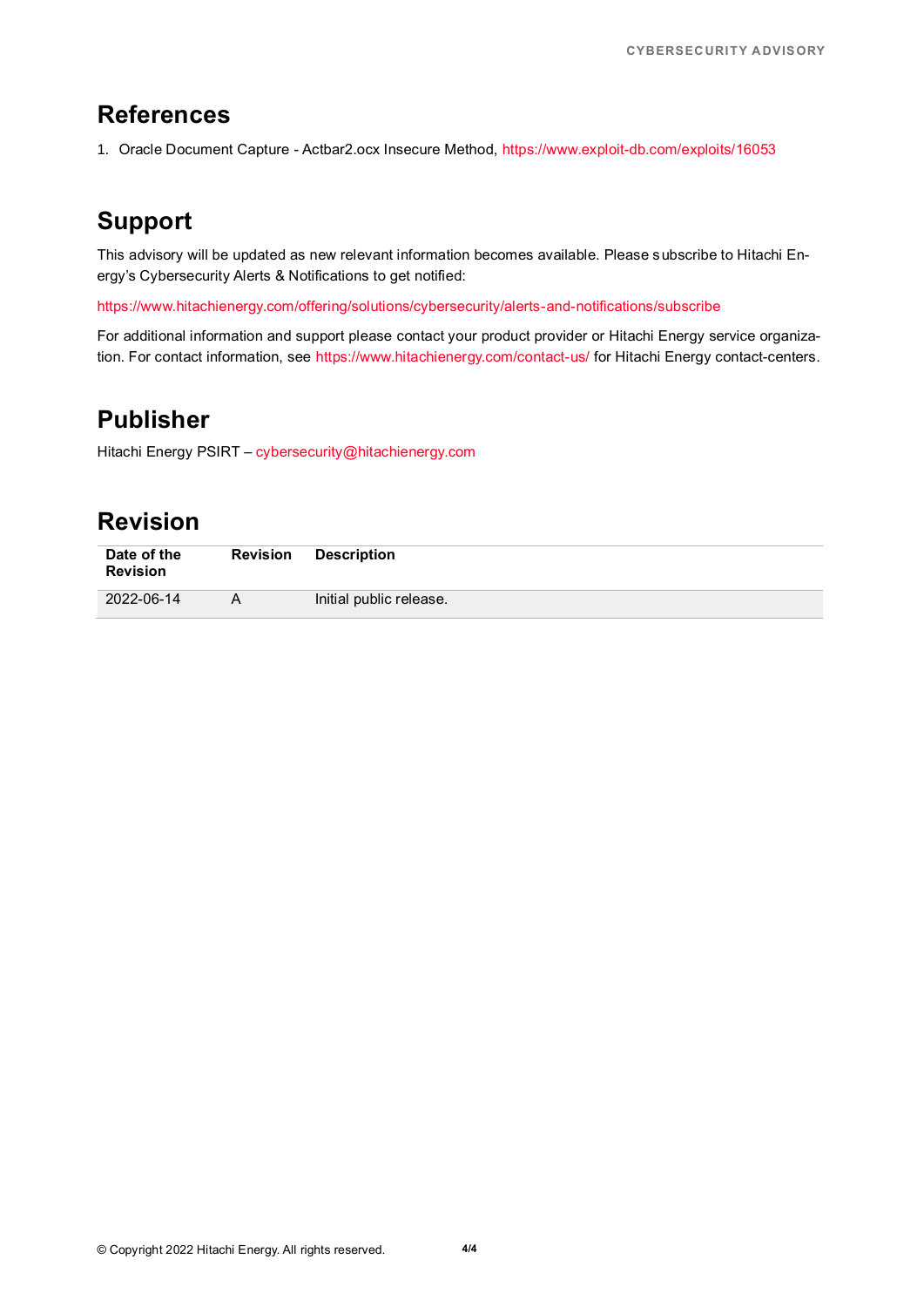## References

1. Oracle Document Capture - Actbar2.ocx Insecure Method, https://www.exploit-db.com/exploits/16053

## Support

This advisory will be updated as new relevant information becomes available. Please subscribe to Hitachi Energy's Cybersecurity Alerts & Notifications to get notified:

https://www.hitachienergy.com/offering/solutions/cybersecurity/alerts-and-notifications/subscribe

For additional information and support please contact your product provider or Hitachi Energy service organization. For contact information, see https://www.hitachienergy.com/contact-us/ for Hitachi Energy contact-centers.

## Publisher

Hitachi Energy PSIRT – cybersecurity@hitachienergy.com

## Revision

| Date of the Revision | Revision | Description |
|---|---|---|
| 2022-06-14 | A | Initial public release. |

© Copyright 2022 Hitachi Energy. All rights reserved.